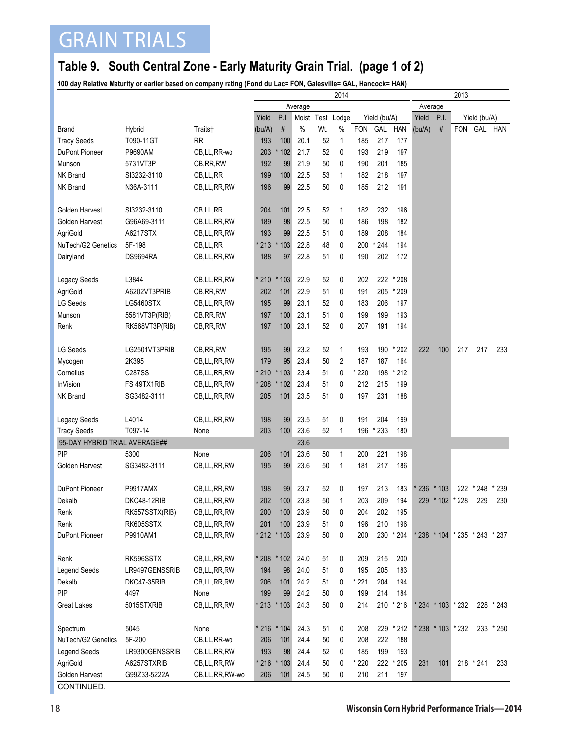# GRAIN TRIALS

## Table 9. South Central Zone - Early Maturity Grain Trial. (page 1 of 2)

**100 day Relative Maturity or earlier based on company rating (Fond du Lac= FON, Galesville= GAL, Hancock= HAN)**

| | | | 2014 | | | | | | | | 2013 | | | | |
|---|---|---|---|---|---|---|---|---|---|---|---|---|---|---|---|
| | | | Average | | | | | | | | Average | | | | |
| | | | Yield | P.I. | Moist | Test | Lodge | Yield (bu/A) | | | Yield | P.I. | Yield (bu/A) | | |
| Brand | Hybrid | Traits† | (bu/A) | # | % | Wt. | % | FON | GAL | HAN | (bu/A) | # | FON | GAL | HAN |
| Tracy Seeds | T090-11GT | RR | 193 | 100 | 20.1 | 52 | 1 | 185 | 217 | 177 | | | | | |
| DuPont Pioneer | P9690AM | CB,LL,RR-wo | 203 | * 102 | 21.7 | 52 | 0 | 193 | 219 | 197 | | | | | |
| Munson | 5731VT3P | CB,RR,RW | 192 | 99 | 21.9 | 50 | 0 | 190 | 201 | 185 | | | | | |
| NK Brand | SI3232-3110 | CB,LL,RR | 199 | 100 | 22.5 | 53 | 1 | 182 | 218 | 197 | | | | | |
| NK Brand | N36A-3111 | CB,LL,RR,RW | 196 | 99 | 22.5 | 50 | 0 | 185 | 212 | 191 | | | | | |
| Golden Harvest | SI3232-3110 | CB,LL,RR | 204 | 101 | 22.5 | 52 | 1 | 182 | 232 | 196 | | | | | |
| Golden Harvest | G96A69-3111 | CB,LL,RR,RW | 189 | 98 | 22.5 | 50 | 0 | 186 | 198 | 182 | | | | | |
| AgriGold | A6217STX | CB,LL,RR,RW | 193 | 99 | 22.5 | 51 | 0 | 189 | 208 | 184 | | | | | |
| NuTech/G2 Genetics | 5F-198 | CB,LL,RR | * 213 | * 103 | 22.8 | 48 | 0 | 200 | * 244 | 194 | | | | | |
| Dairyland | DS9694RA | CB,LL,RR,RW | 188 | 97 | 22.8 | 51 | 0 | 190 | 202 | 172 | | | | | |
| Legacy Seeds | L3844 | CB,LL,RR,RW | * 210 | * 103 | 22.9 | 52 | 0 | 202 | 222 | * 208 | | | | | |
| AgriGold | A6202VT3PRIB | CB,RR,RW | 202 | 101 | 22.9 | 51 | 0 | 191 | 205 | * 209 | | | | | |
| LG Seeds | LG5460STX | CB,LL,RR,RW | 195 | 99 | 23.1 | 52 | 0 | 183 | 206 | 197 | | | | | |
| Munson | 5581VT3P(RIB) | CB,RR,RW | 197 | 100 | 23.1 | 51 | 0 | 199 | 199 | 193 | | | | | |
| Renk | RK568VT3P(RIB) | CB,RR,RW | 197 | 100 | 23.1 | 52 | 0 | 207 | 191 | 194 | | | | | |
| LG Seeds | LG2501VT3PRIB | CB,RR,RW | 195 | 99 | 23.2 | 52 | 1 | 193 | 190 | * 202 | 222 | 100 | 217 | 217 | 233 |
| Mycogen | 2K395 | CB,LL,RR,RW | 179 | 95 | 23.4 | 50 | 2 | 187 | 187 | 164 | | | | | |
| Cornelius | C287SS | CB,LL,RR,RW | * 210 | * 103 | 23.4 | 51 | 0 | * 220 | 198 | * 212 | | | | | |
| InVision | FS 49TX1RIB | CB,LL,RR,RW | * 208 | * 102 | 23.4 | 51 | 0 | 212 | 215 | 199 | | | | | |
| NK Brand | SG3482-3111 | CB,LL,RR,RW | 205 | 101 | 23.5 | 51 | 0 | 197 | 231 | 188 | | | | | |
| Legacy Seeds | L4014 | CB,LL,RR,RW | 198 | 99 | 23.5 | 51 | 0 | 191 | 204 | 199 | | | | | |
| Tracy Seeds | T097-14 | None | 203 | 100 | 23.6 | 52 | 1 | 196 | * 233 | 180 | | | | | |
| 95-DAY HYBRID TRIAL AVERAGE## | | | | | 23.6 | | | | | | | | | | |
| PIP | 5300 | None | 206 | 101 | 23.6 | 50 | 1 | 200 | 221 | 198 | | | | | |
| Golden Harvest | SG3482-3111 | CB,LL,RR,RW | 195 | 99 | 23.6 | 50 | 1 | 181 | 217 | 186 | | | | | |
| DuPont Pioneer | P9917AMX | CB,LL,RR,RW | 198 | 99 | 23.7 | 52 | 0 | 197 | 213 | 183 | * 236 | * 103 | 222 | * 248 | * 239 |
| Dekalb | DKC48-12RIB | CB,LL,RR,RW | 202 | 100 | 23.8 | 50 | 1 | 203 | 209 | 194 | 229 | * 102 | * 228 | 229 | 230 |
| Renk | RK557SSTX(RIB) | CB,LL,RR,RW | 200 | 100 | 23.9 | 50 | 0 | 204 | 202 | 195 | | | | | |
| Renk | RK605SSTX | CB,LL,RR,RW | 201 | 100 | 23.9 | 51 | 0 | 196 | 210 | 196 | | | | | |
| DuPont Pioneer | P9910AM1 | CB,LL,RR,RW | * 212 | * 103 | 23.9 | 50 | 0 | 200 | 230 | * 204 | * 238 | * 104 | * 235 | * 243 | * 237 |
| Renk | RK596SSTX | CB,LL,RR,RW | * 208 | * 102 | 24.0 | 51 | 0 | 209 | 215 | 200 | | | | | |
| Legend Seeds | LR9497GENSSRIB | CB,LL,RR,RW | 194 | 98 | 24.0 | 51 | 1 | 195 | 205 | 183 | | | | | |
| Dekalb | DKC47-35RIB | CB,LL,RR,RW | 206 | 101 | 24.2 | 51 | 0 | * 221 | 204 | 194 | | | | | |
| PIP | 4497 | None | 199 | 99 | 24.2 | 50 | 0 | 199 | 214 | 184 | | | | | |
| Great Lakes | 5015STXRIB | CB,LL,RR,RW | * 213 | * 103 | 24.3 | 50 | 0 | 214 | 210 | * 216 | * 234 | * 103 | * 232 | 228 | * 243 |
| Spectrum | 5045 | None | * 216 | * 104 | 24.3 | 51 | 0 | 208 | 229 | * 212 | * 238 | * 103 | * 232 | 233 | * 250 |
| NuTech/G2 Genetics | 5F-200 | CB,LL,RR-wo | 206 | 101 | 24.4 | 50 | 0 | 208 | 222 | 188 | | | | | |
| Legend Seeds | LR9300GENSSRIB | CB,LL,RR,RW | 193 | 98 | 24.4 | 52 | 0 | 185 | 199 | 193 | | | | | |
| AgriGold | A6257STXRIB | CB,LL,RR,RW | * 216 | * 103 | 24.4 | 50 | 0 | * 220 | 222 | * 205 | 231 | 101 | 218 | * 241 | 233 |
| Golden Harvest | G99Z33-5222A | CB,LL,RR,RW-wo | 206 | 101 | 24.5 | 50 | 0 | 210 | 211 | 197 | | | | | |

CONTINUED.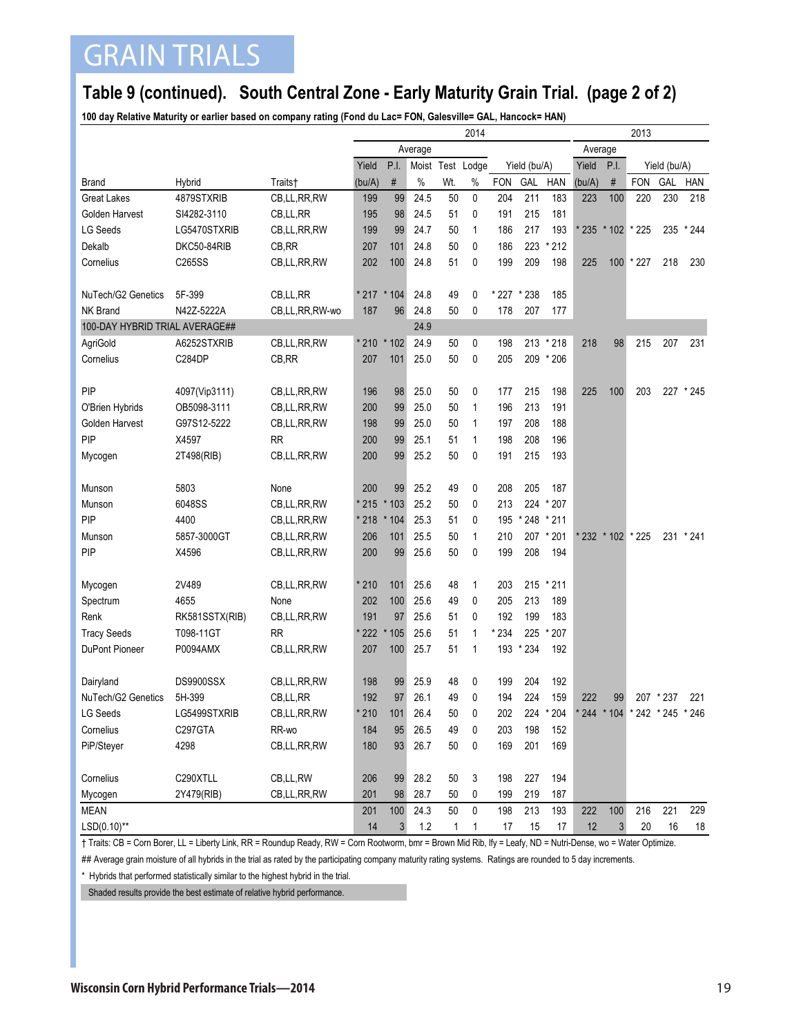# GRAIN TRIALS

## Table 9 (continued). South Central Zone - Early Maturity Grain Trial. (page 2 of 2)

**100 day Relative Maturity or earlier based on company rating (Fond du Lac= FON, Galesville= GAL, Hancock= HAN)**

| | | | 2014 | | | | | | | | 2013 | | | | |
|---|---|---|---|---|---|---|---|---|---|---|---|---|---|---|---|
| | | | Average | | | | | | | | Average | | | | |
| | | | Yield | P.I. | Moist | Test | Lodge | Yield (bu/A) | | | Yield | P.I. | Yield (bu/A) | | |
| Brand | Hybrid | Traits† | (bu/A) | # | % | Wt. | % | FON | GAL | HAN | (bu/A) | # | FON | GAL | HAN |
| Great Lakes | 4879STXRIB | CB,LL,RR,RW | 199 | 99 | 24.5 | 50 | 0 | 204 | 211 | 183 | 223 | 100 | 220 | 230 | 218 |
| Golden Harvest | SI4282-3110 | CB,LL,RR | 195 | 98 | 24.5 | 51 | 0 | 191 | 215 | 181 | | | | | |
| LG Seeds | LG5470STXRIB | CB,LL,RR,RW | 199 | 99 | 24.7 | 50 | 1 | 186 | 217 | 193 | * 235 | * 102 | * 225 | 235 | * 244 |
| Dekalb | DKC50-84RIB | CB,RR | 207 | 101 | 24.8 | 50 | 0 | 186 | 223 | * 212 | | | | | |
| Cornelius | C265SS | CB,LL,RR,RW | 202 | 100 | 24.8 | 51 | 0 | 199 | 209 | 198 | 225 | 100 | * 227 | 218 | 230 |
| NuTech/G2 Genetics | 5F-399 | CB,LL,RR | * 217 | * 104 | 24.8 | 49 | 0 | * 227 | * 238 | 185 | | | | | |
| NK Brand | N42Z-5222A | CB,LL,RR,RW-wo | 187 | 96 | 24.8 | 50 | 0 | 178 | 207 | 177 | | | | | |
| 100-DAY HYBRID TRIAL AVERAGE## | | | | | 24.9 | | | | | | | | | | |
| AgriGold | A6252STXRIB | CB,LL,RR,RW | * 210 | * 102 | 24.9 | 50 | 0 | 198 | 213 | * 218 | 218 | 98 | 215 | 207 | 231 |
| Cornelius | C284DP | CB,RR | 207 | 101 | 25.0 | 50 | 0 | 205 | 209 | * 206 | | | | | |
| PIP | 4097(Vip3111) | CB,LL,RR,RW | 196 | 98 | 25.0 | 50 | 0 | 177 | 215 | 198 | 225 | 100 | 203 | 227 | * 245 |
| O'Brien Hybrids | OB5098-3111 | CB,LL,RR,RW | 200 | 99 | 25.0 | 50 | 1 | 196 | 213 | 191 | | | | | |
| Golden Harvest | G97S12-5222 | CB,LL,RR,RW | 198 | 99 | 25.0 | 50 | 1 | 197 | 208 | 188 | | | | | |
| PIP | X4597 | RR | 200 | 99 | 25.1 | 51 | 1 | 198 | 208 | 196 | | | | | |
| Mycogen | 2T498(RIB) | CB,LL,RR,RW | 200 | 99 | 25.2 | 50 | 0 | 191 | 215 | 193 | | | | | |
| Munson | 5803 | None | 200 | 99 | 25.2 | 49 | 0 | 208 | 205 | 187 | | | | | |
| Munson | 6048SS | CB,LL,RR,RW | * 215 | * 103 | 25.2 | 50 | 0 | 213 | 224 | * 207 | | | | | |
| PIP | 4400 | CB,LL,RR,RW | * 218 | * 104 | 25.3 | 51 | 0 | 195 | * 248 | * 211 | | | | | |
| Munson | 5857-3000GT | CB,LL,RR,RW | 206 | 101 | 25.5 | 50 | 1 | 210 | 207 | * 201 | * 232 | * 102 | * 225 | 231 | * 241 |
| PIP | X4596 | CB,LL,RR,RW | 200 | 99 | 25.6 | 50 | 0 | 199 | 208 | 194 | | | | | |
| Mycogen | 2V489 | CB,LL,RR,RW | * 210 | 101 | 25.6 | 48 | 1 | 203 | 215 | * 211 | | | | | |
| Spectrum | 4655 | None | 202 | 100 | 25.6 | 49 | 0 | 205 | 213 | 189 | | | | | |
| Renk | RK581SSTX(RIB) | CB,LL,RR,RW | 191 | 97 | 25.6 | 51 | 0 | 192 | 199 | 183 | | | | | |
| Tracy Seeds | T098-11GT | RR | * 222 | * 105 | 25.6 | 51 | 1 | * 234 | 225 | * 207 | | | | | |
| DuPont Pioneer | P0094AMX | CB,LL,RR,RW | 207 | 100 | 25.7 | 51 | 1 | 193 | * 234 | 192 | | | | | |
| Dairyland | DS9900SSX | CB,LL,RR,RW | 198 | 99 | 25.9 | 48 | 0 | 199 | 204 | 192 | | | | | |
| NuTech/G2 Genetics | 5H-399 | CB,LL,RR | 192 | 97 | 26.1 | 49 | 0 | 194 | 224 | 159 | 222 | 99 | 207 | * 237 | 221 |
| LG Seeds | LG5499STXRIB | CB,LL,RR,RW | * 210 | 101 | 26.4 | 50 | 0 | 202 | 224 | * 204 | * 244 | * 104 | * 242 | * 245 | * 246 |
| Cornelius | C297GTA | RR-wo | 184 | 95 | 26.5 | 49 | 0 | 203 | 198 | 152 | | | | | |
| PiP/Steyer | 4298 | CB,LL,RR,RW | 180 | 93 | 26.7 | 50 | 0 | 169 | 201 | 169 | | | | | |
| Cornelius | C290XTLL | CB,LL,RW | 206 | 99 | 28.2 | 50 | 3 | 198 | 227 | 194 | | | | | |
| Mycogen | 2Y479(RIB) | CB,LL,RR,RW | 201 | 98 | 28.7 | 50 | 0 | 199 | 219 | 187 | | | | | |
| MEAN | | | 201 | 100 | 24.3 | 50 | 0 | 198 | 213 | 193 | 222 | 100 | 216 | 221 | 229 |
| LSD(0.10)** | | | 14 | 3 | 1.2 | 1 | 1 | 17 | 15 | 17 | 12 | 3 | 20 | 16 | 18 |

† Traits: CB = Corn Borer, LL = Liberty Link, RR = Roundup Ready, RW = Corn Rootworm, bmr = Brown Mid Rib, lfy = Leafy, ND = Nutri-Dense, wo = Water Optimize.

## Average grain moisture of all hybrids in the trial as rated by the participating company maturity rating systems. Ratings are rounded to 5 day increments.

\* Hybrids that performed statistically similar to the highest hybrid in the trial.

Shaded results provide the best estimate of relative hybrid performance.